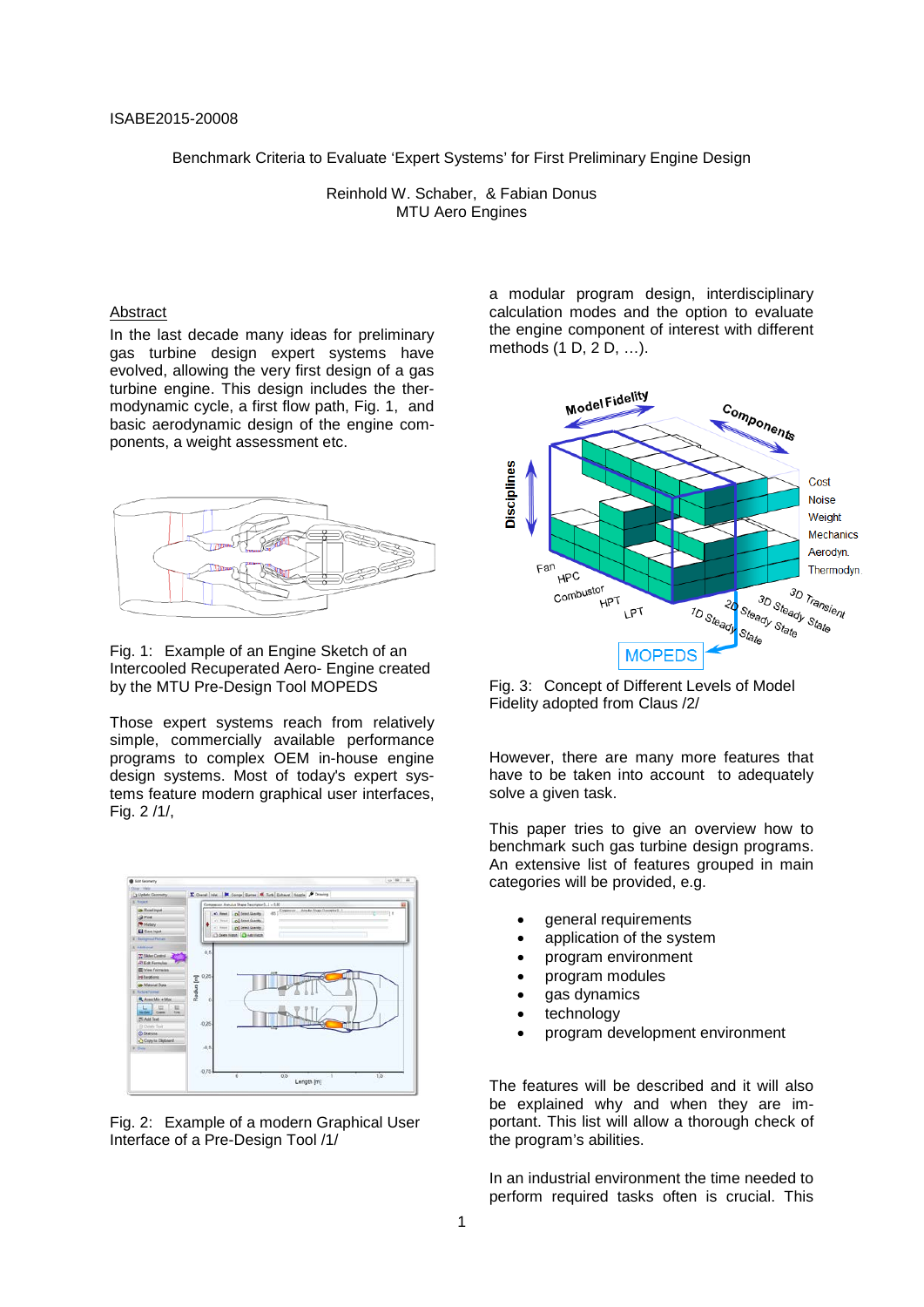ISABE2015-20008

# Benchmark Criteria to Evaluate 'Expert Systems' for First Preliminary Engine Design

Reinhold W. Schaber, & Fabian Donus
MTU Aero Engines

## Abstract

In the last decade many ideas for preliminary gas turbine design expert systems have evolved, allowing the very first design of a gas turbine engine. This design includes the thermodynamic cycle, a first flow path, Fig. 1, and basic aerodynamic design of the engine components, a weight assessment etc.

Fig. 1: Example of an Engine Sketch of an Intercooled Recuperated Aero- Engine created by the MTU Pre-Design Tool MOPEDS

Those expert systems reach from relatively simple, commercially available performance programs to complex OEM in-house engine design systems. Most of today's expert systems feature modern graphical user interfaces, Fig. 2 /1/,

Fig. 2: Example of a modern Graphical User Interface of a Pre-Design Tool /1/

a modular program design, interdisciplinary calculation modes and the option to evaluate the engine component of interest with different methods (1 D, 2 D, ...).

Fig. 3: Concept of Different Levels of Model Fidelity adopted from Claus /2/

However, there are many more features that have to be taken into account to adequately solve a given task.

This paper tries to give an overview how to benchmark such gas turbine design programs. An extensive list of features grouped in main categories will be provided, e.g.

- general requirements
- application of the system
- program environment
- program modules
- gas dynamics
- technology
- program development environment

The features will be described and it will also be explained why and when they are important. This list will allow a thorough check of the program's abilities.

In an industrial environment the time needed to perform required tasks often is crucial. This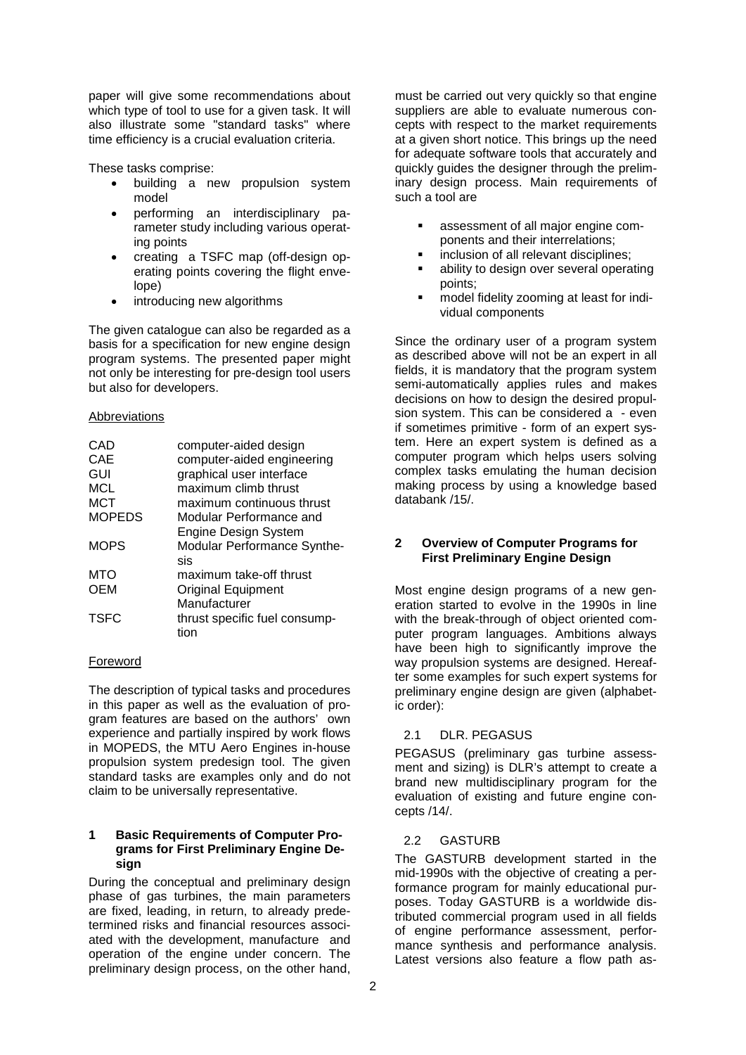paper will give some recommendations about which type of tool to use for a given task. It will also illustrate some "standard tasks" where time efficiency is a crucial evaluation criteria.

These tasks comprise:

- building a new propulsion system model
- performing an interdisciplinary parameter study including various operating points
- creating a TSFC map (off-design operating points covering the flight envelope)
- introducing new algorithms

The given catalogue can also be regarded as a basis for a specification for new engine design program systems. The presented paper might not only be interesting for pre-design tool users but also for developers.

Abbreviations

| | |
|---|---|
| CAD | computer-aided design |
| CAE | computer-aided engineering |
| GUI | graphical user interface |
| MCL | maximum climb thrust |
| MCT | maximum continuous thrust |
| MOPEDS | Modular Performance and Engine Design System |
| MOPS | Modular Performance Synthesis |
| MTO | maximum take-off thrust |
| OEM | Original Equipment Manufacturer |
| TSFC | thrust specific fuel consumption |

Foreword

The description of typical tasks and procedures in this paper as well as the evaluation of program features are based on the authors' own experience and partially inspired by work flows in MOPEDS, the MTU Aero Engines in-house propulsion system predesign tool. The given standard tasks are examples only and do not claim to be universally representative.

## 1 Basic Requirements of Computer Programs for First Preliminary Engine Design

During the conceptual and preliminary design phase of gas turbines, the main parameters are fixed, leading, in return, to already predetermined risks and financial resources associated with the development, manufacture and operation of the engine under concern. The preliminary design process, on the other hand, must be carried out very quickly so that engine suppliers are able to evaluate numerous concepts with respect to the market requirements at a given short notice. This brings up the need for adequate software tools that accurately and quickly guides the designer through the preliminary design process. Main requirements of such a tool are

- assessment of all major engine components and their interrelations;
- inclusion of all relevant disciplines;
- ability to design over several operating points;
- model fidelity zooming at least for individual components

Since the ordinary user of a program system as described above will not be an expert in all fields, it is mandatory that the program system semi-automatically applies rules and makes decisions on how to design the desired propulsion system. This can be considered a - even if sometimes primitive - form of an expert system. Here an expert system is defined as a computer program which helps users solving complex tasks emulating the human decision making process by using a knowledge based databank /15/.

## 2 Overview of Computer Programs for First Preliminary Engine Design

Most engine design programs of a new generation started to evolve in the 1990s in line with the break-through of object oriented computer program languages. Ambitions always have been high to significantly improve the way propulsion systems are designed. Hereafter some examples for such expert systems for preliminary engine design are given (alphabetic order):

### 2.1 DLR. PEGASUS

PEGASUS (preliminary gas turbine assessment and sizing) is DLR's attempt to create a brand new multidisciplinary program for the evaluation of existing and future engine concepts /14/.

### 2.2 GASTURB

The GASTURB development started in the mid-1990s with the objective of creating a performance program for mainly educational purposes. Today GASTURB is a worldwide distributed commercial program used in all fields of engine performance assessment, performance synthesis and performance analysis. Latest versions also feature a flow path as-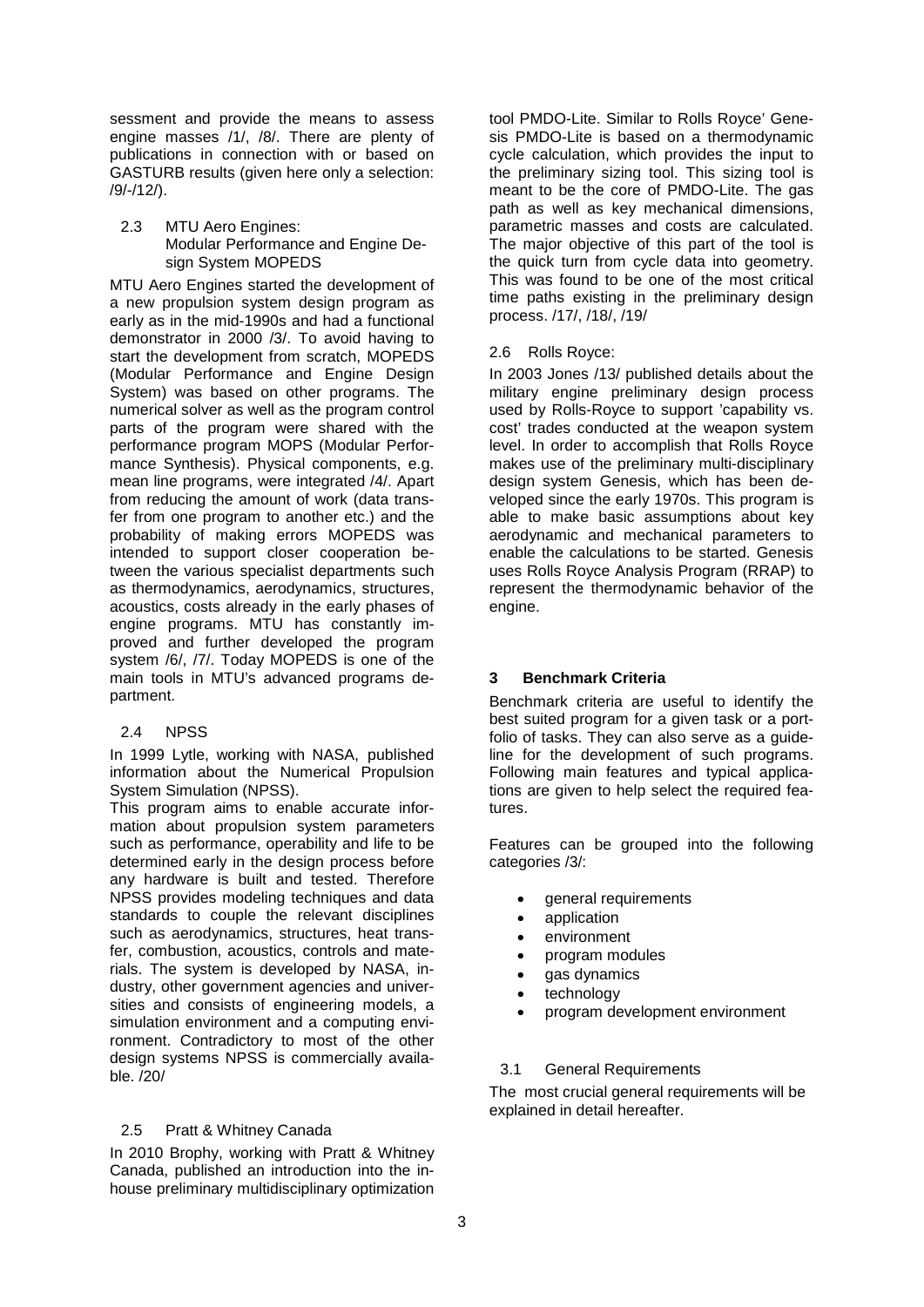sessment and provide the means to assess engine masses /1/, /8/. There are plenty of publications in connection with or based on GASTURB results (given here only a selection: /9/-/12/).

### 2.3 MTU Aero Engines: Modular Performance and Engine Design System MOPEDS

MTU Aero Engines started the development of a new propulsion system design program as early as in the mid-1990s and had a functional demonstrator in 2000 /3/. To avoid having to start the development from scratch, MOPEDS (Modular Performance and Engine Design System) was based on other programs. The numerical solver as well as the program control parts of the program were shared with the performance program MOPS (Modular Performance Synthesis). Physical components, e.g. mean line programs, were integrated /4/. Apart from reducing the amount of work (data transfer from one program to another etc.) and the probability of making errors MOPEDS was intended to support closer cooperation between the various specialist departments such as thermodynamics, aerodynamics, structures, acoustics, costs already in the early phases of engine programs. MTU has constantly improved and further developed the program system /6/, /7/. Today MOPEDS is one of the main tools in MTU's advanced programs department.

### 2.4 NPSS

In 1999 Lytle, working with NASA, published information about the Numerical Propulsion System Simulation (NPSS).

This program aims to enable accurate information about propulsion system parameters such as performance, operability and life to be determined early in the design process before any hardware is built and tested. Therefore NPSS provides modeling techniques and data standards to couple the relevant disciplines such as aerodynamics, structures, heat transfer, combustion, acoustics, controls and materials. The system is developed by NASA, industry, other government agencies and universities and consists of engineering models, a simulation environment and a computing environment. Contradictory to most of the other design systems NPSS is commercially available. /20/

### 2.5 Pratt & Whitney Canada

In 2010 Brophy, working with Pratt & Whitney Canada, published an introduction into the inhouse preliminary multidisciplinary optimization tool PMDO-Lite. Similar to Rolls Royce' Genesis PMDO-Lite is based on a thermodynamic cycle calculation, which provides the input to the preliminary sizing tool. This sizing tool is meant to be the core of PMDO-Lite. The gas path as well as key mechanical dimensions, parametric masses and costs are calculated. The major objective of this part of the tool is the quick turn from cycle data into geometry. This was found to be one of the most critical time paths existing in the preliminary design process. /17/, /18/, /19/

### 2.6 Rolls Royce:

In 2003 Jones /13/ published details about the military engine preliminary design process used by Rolls-Royce to support 'capability vs. cost' trades conducted at the weapon system level. In order to accomplish that Rolls Royce makes use of the preliminary multi-disciplinary design system Genesis, which has been developed since the early 1970s. This program is able to make basic assumptions about key aerodynamic and mechanical parameters to enable the calculations to be started. Genesis uses Rolls Royce Analysis Program (RRAP) to represent the thermodynamic behavior of the engine.

## 3 Benchmark Criteria

Benchmark criteria are useful to identify the best suited program for a given task or a portfolio of tasks. They can also serve as a guideline for the development of such programs. Following main features and typical applications are given to help select the required features.

Features can be grouped into the following categories /3/:

- general requirements
- application
- environment
- program modules
- gas dynamics
- technology
- program development environment

### 3.1 General Requirements

The most crucial general requirements will be explained in detail hereafter.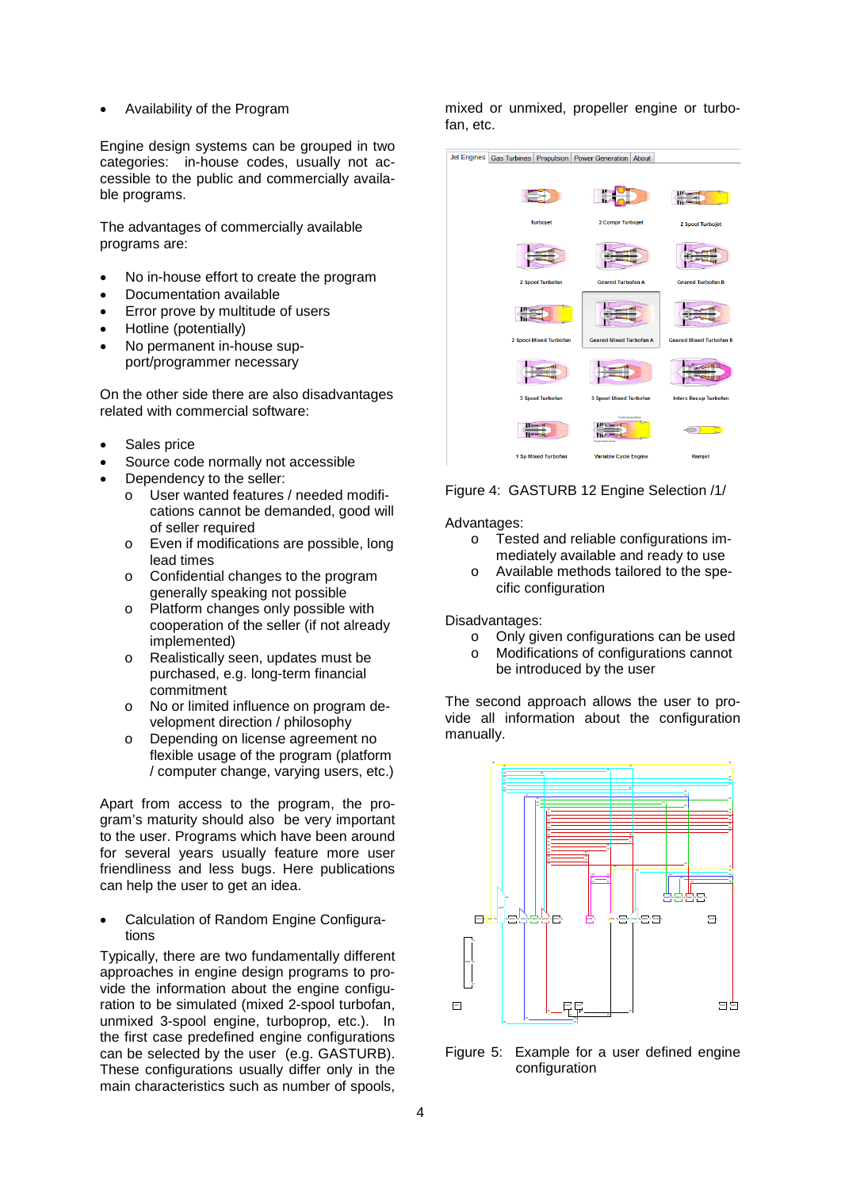- Availability of the Program

Engine design systems can be grouped in two categories: in-house codes, usually not accessible to the public and commercially available programs.

The advantages of commercially available programs are:

- No in-house effort to create the program
- Documentation available
- Error prove by multitude of users
- Hotline (potentially)
- No permanent in-house support/programmer necessary

On the other side there are also disadvantages related with commercial software:

- Sales price
- Source code normally not accessible
- Dependency to the seller:
    - User wanted features / needed modifications cannot be demanded, good will of seller required
    - Even if modifications are possible, long lead times
    - Confidential changes to the program generally speaking not possible
    - Platform changes only possible with cooperation of the seller (if not already implemented)
    - Realistically seen, updates must be purchased, e.g. long-term financial commitment
    - No or limited influence on program development direction / philosophy
    - Depending on license agreement no flexible usage of the program (platform / computer change, varying users, etc.)

Apart from access to the program, the program's maturity should also be very important to the user. Programs which have been around for several years usually feature more user friendliness and less bugs. Here publications can help the user to get an idea.

- Calculation of Random Engine Configurations

Typically, there are two fundamentally different approaches in engine design programs to provide the information about the engine configuration to be simulated (mixed 2-spool turbofan, unmixed 3-spool engine, turboprop, etc.). In the first case predefined engine configurations can be selected by the user (e.g. GASTURB). These configurations usually differ only in the main characteristics such as number of spools, mixed or unmixed, propeller engine or turbofan, etc.

Figure 4: GASTURB 12 Engine Selection /1/

Advantages:

- Tested and reliable configurations immediately available and ready to use
- Available methods tailored to the specific configuration

Disadvantages:

- Only given configurations can be used
- Modifications of configurations cannot be introduced by the user

The second approach allows the user to provide all information about the configuration manually.

Figure 5: Example for a user defined engine configuration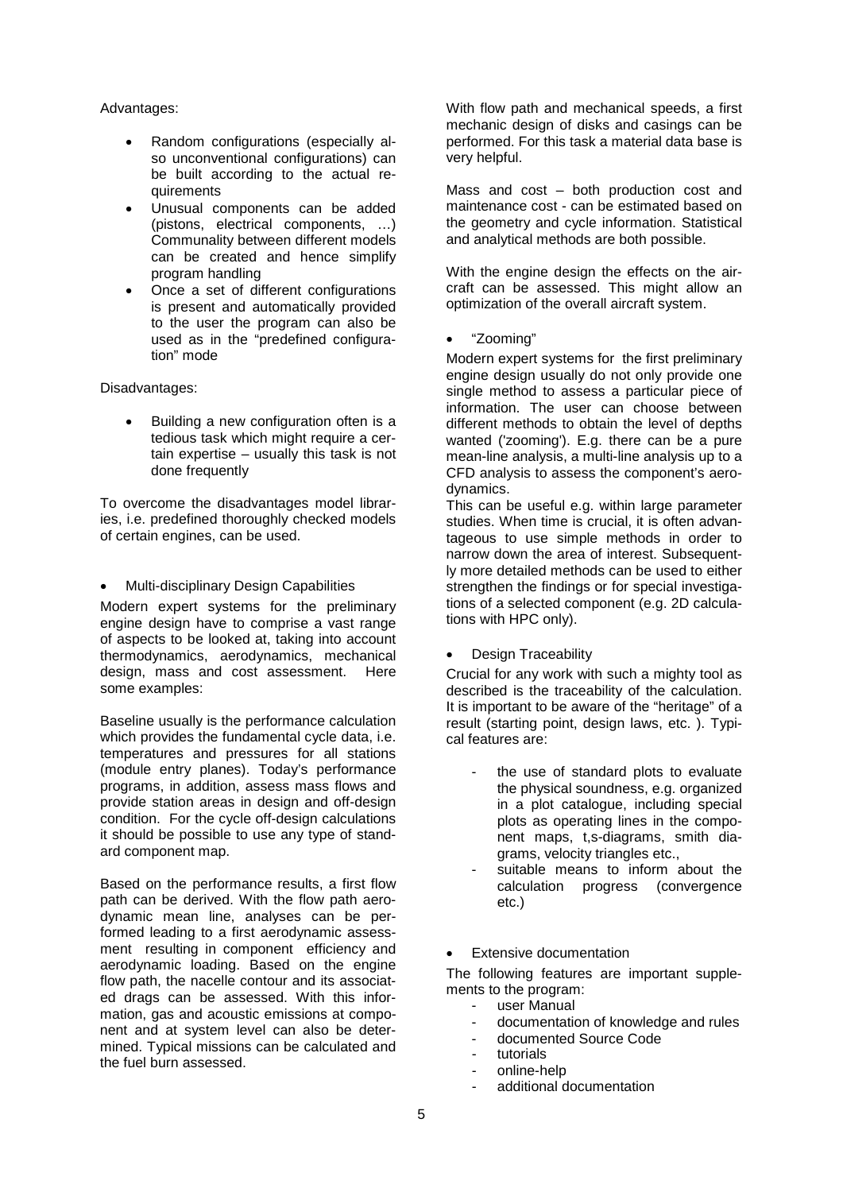Advantages:

- Random configurations (especially also unconventional configurations) can be built according to the actual requirements
- Unusual components can be added (pistons, electrical components, …) Communality between different models can be created and hence simplify program handling
- Once a set of different configurations is present and automatically provided to the user the program can also be used as in the "predefined configuration" mode

Disadvantages:

- Building a new configuration often is a tedious task which might require a certain expertise – usually this task is not done frequently

To overcome the disadvantages model libraries, i.e. predefined thoroughly checked models of certain engines, can be used.

- Multi-disciplinary Design Capabilities

Modern expert systems for the preliminary engine design have to comprise a vast range of aspects to be looked at, taking into account thermodynamics, aerodynamics, mechanical design, mass and cost assessment. Here some examples:

Baseline usually is the performance calculation which provides the fundamental cycle data, i.e. temperatures and pressures for all stations (module entry planes). Today's performance programs, in addition, assess mass flows and provide station areas in design and off-design condition. For the cycle off-design calculations it should be possible to use any type of standard component map.

Based on the performance results, a first flow path can be derived. With the flow path aerodynamic mean line, analyses can be performed leading to a first aerodynamic assessment resulting in component efficiency and aerodynamic loading. Based on the engine flow path, the nacelle contour and its associated drags can be assessed. With this information, gas and acoustic emissions at component and at system level can also be determined. Typical missions can be calculated and the fuel burn assessed.

With flow path and mechanical speeds, a first mechanic design of disks and casings can be performed. For this task a material data base is very helpful.

Mass and cost – both production cost and maintenance cost - can be estimated based on the geometry and cycle information. Statistical and analytical methods are both possible.

With the engine design the effects on the aircraft can be assessed. This might allow an optimization of the overall aircraft system.

- "Zooming"

Modern expert systems for the first preliminary engine design usually do not only provide one single method to assess a particular piece of information. The user can choose between different methods to obtain the level of depths wanted ('zooming'). E.g. there can be a pure mean-line analysis, a multi-line analysis up to a CFD analysis to assess the component's aerodynamics.

This can be useful e.g. within large parameter studies. When time is crucial, it is often advantageous to use simple methods in order to narrow down the area of interest. Subsequently more detailed methods can be used to either strengthen the findings or for special investigations of a selected component (e.g. 2D calculations with HPC only).

- Design Traceability

Crucial for any work with such a mighty tool as described is the traceability of the calculation. It is important to be aware of the "heritage" of a result (starting point, design laws, etc. ). Typical features are:

- the use of standard plots to evaluate the physical soundness, e.g. organized in a plot catalogue, including special plots as operating lines in the component maps, t,s-diagrams, smith diagrams, velocity triangles etc.,
- suitable means to inform about the calculation progress (convergence etc.)

- Extensive documentation

The following features are important supplements to the program:

- user Manual
- documentation of knowledge and rules
- documented Source Code
- tutorials
- online-help
- additional documentation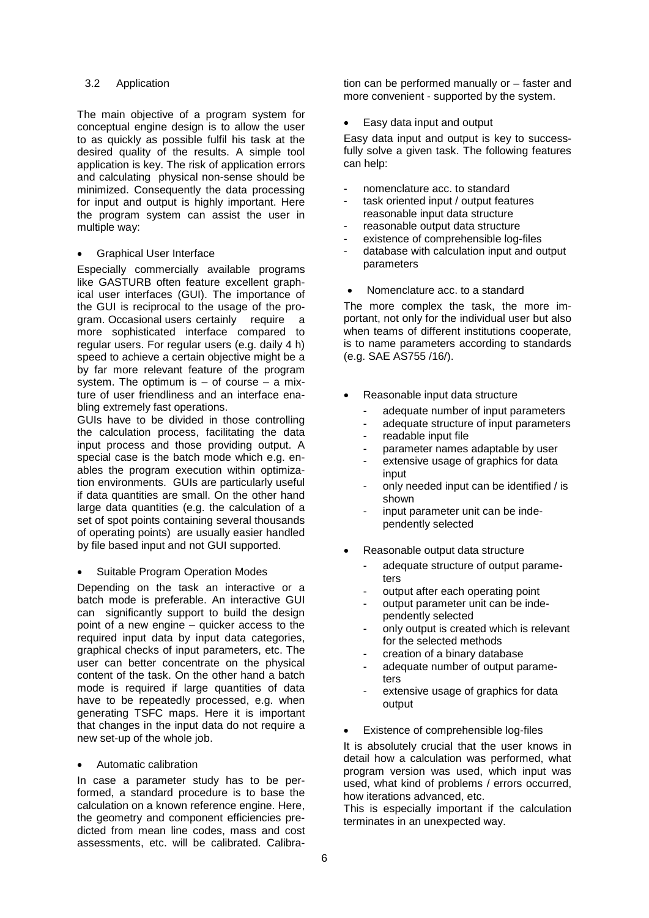### 3.2 Application

The main objective of a program system for conceptual engine design is to allow the user to as quickly as possible fulfil his task at the desired quality of the results. A simple tool application is key. The risk of application errors and calculating physical non-sense should be minimized. Consequently the data processing for input and output is highly important. Here the program system can assist the user in multiple way:

- Graphical User Interface

Especially commercially available programs like GASTURB often feature excellent graphical user interfaces (GUI). The importance of the GUI is reciprocal to the usage of the program. Occasional users certainly require a more sophisticated interface compared to regular users. For regular users (e.g. daily 4 h) speed to achieve a certain objective might be a by far more relevant feature of the program system. The optimum is – of course – a mixture of user friendliness and an interface enabling extremely fast operations.

GUIs have to be divided in those controlling the calculation process, facilitating the data input process and those providing output. A special case is the batch mode which e.g. enables the program execution within optimization environments. GUIs are particularly useful if data quantities are small. On the other hand large data quantities (e.g. the calculation of a set of spot points containing several thousands of operating points) are usually easier handled by file based input and not GUI supported.

- Suitable Program Operation Modes

Depending on the task an interactive or a batch mode is preferable. An interactive GUI can significantly support to build the design point of a new engine – quicker access to the required input data by input data categories, graphical checks of input parameters, etc. The user can better concentrate on the physical content of the task. On the other hand a batch mode is required if large quantities of data have to be repeatedly processed, e.g. when generating TSFC maps. Here it is important that changes in the input data do not require a new set-up of the whole job.

- Automatic calibration

In case a parameter study has to be performed, a standard procedure is to base the calculation on a known reference engine. Here, the geometry and component efficiencies predicted from mean line codes, mass and cost assessments, etc. will be calibrated. Calibration can be performed manually or – faster and more convenient - supported by the system.

- Easy data input and output

Easy data input and output is key to successfully solve a given task. The following features can help:

- nomenclature acc. to standard
- task oriented input / output features reasonable input data structure
- reasonable output data structure
- existence of comprehensible log-files
- database with calculation input and output parameters

- Nomenclature acc. to a standard

The more complex the task, the more important, not only for the individual user but also when teams of different institutions cooperate, is to name parameters according to standards (e.g. SAE AS755 /16/).

- Reasonable input data structure
    - adequate number of input parameters
    - adequate structure of input parameters
    - readable input file
    - parameter names adaptable by user
    - extensive usage of graphics for data input
    - only needed input can be identified / is shown
    - input parameter unit can be independently selected

- Reasonable output data structure
    - adequate structure of output parameters
    - output after each operating point
    - output parameter unit can be independently selected
    - only output is created which is relevant for the selected methods
    - creation of a binary database
    - adequate number of output parameters
    - extensive usage of graphics for data output

- Existence of comprehensible log-files

It is absolutely crucial that the user knows in detail how a calculation was performed, what program version was used, which input was used, what kind of problems / errors occurred, how iterations advanced, etc.

This is especially important if the calculation terminates in an unexpected way.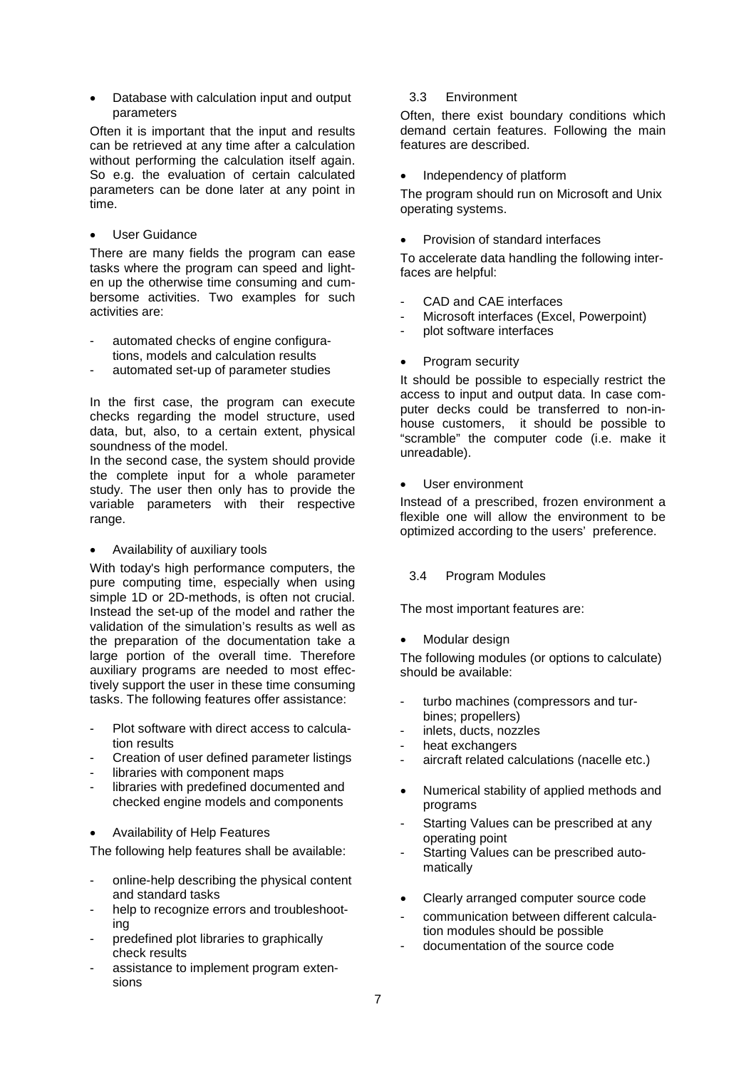- Database with calculation input and output parameters

Often it is important that the input and results can be retrieved at any time after a calculation without performing the calculation itself again. So e.g. the evaluation of certain calculated parameters can be done later at any point in time.

- User Guidance

There are many fields the program can ease tasks where the program can speed and lighten up the otherwise time consuming and cumbersome activities. Two examples for such activities are:

- automated checks of engine configurations, models and calculation results
- automated set-up of parameter studies

In the first case, the program can execute checks regarding the model structure, used data, but, also, to a certain extent, physical soundness of the model.

In the second case, the system should provide the complete input for a whole parameter study. The user then only has to provide the variable parameters with their respective range.

- Availability of auxiliary tools

With today's high performance computers, the pure computing time, especially when using simple 1D or 2D-methods, is often not crucial. Instead the set-up of the model and rather the validation of the simulation's results as well as the preparation of the documentation take a large portion of the overall time. Therefore auxiliary programs are needed to most effectively support the user in these time consuming tasks. The following features offer assistance:

- Plot software with direct access to calculation results
- Creation of user defined parameter listings
- libraries with component maps
- libraries with predefined documented and checked engine models and components

- Availability of Help Features

The following help features shall be available:

- online-help describing the physical content and standard tasks
- help to recognize errors and troubleshooting
- predefined plot libraries to graphically check results
- assistance to implement program extensions

### 3.3 Environment

Often, there exist boundary conditions which demand certain features. Following the main features are described.

- Independency of platform

The program should run on Microsoft and Unix operating systems.

- Provision of standard interfaces

To accelerate data handling the following interfaces are helpful:

- CAD and CAE interfaces
- Microsoft interfaces (Excel, Powerpoint)
- plot software interfaces

- Program security

It should be possible to especially restrict the access to input and output data. In case computer decks could be transferred to non-in-house customers, it should be possible to "scramble" the computer code (i.e. make it unreadable).

- User environment

Instead of a prescribed, frozen environment a flexible one will allow the environment to be optimized according to the users' preference.

### 3.4 Program Modules

The most important features are:

- Modular design

The following modules (or options to calculate) should be available:

- turbo machines (compressors and turbines; propellers)
- inlets, ducts, nozzles
- heat exchangers
- aircraft related calculations (nacelle etc.)

- Numerical stability of applied methods and programs

- Starting Values can be prescribed at any operating point
- Starting Values can be prescribed automatically

- Clearly arranged computer source code

- communication between different calculation modules should be possible
- documentation of the source code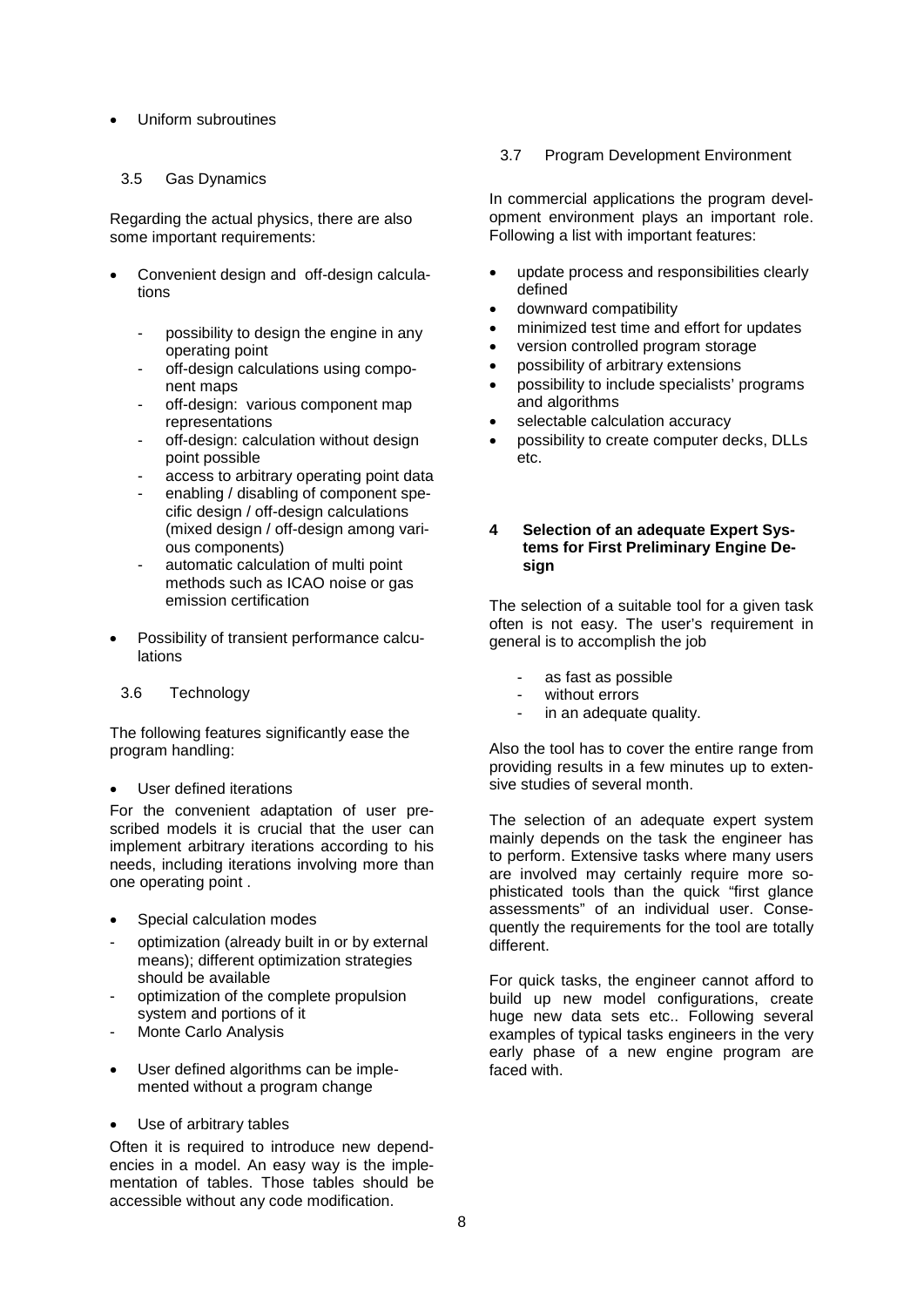- Uniform subroutines

### 3.5 Gas Dynamics

Regarding the actual physics, there are also some important requirements:

- Convenient design and off-design calculations
  - possibility to design the engine in any operating point
  - off-design calculations using component maps
  - off-design: various component map representations
  - off-design: calculation without design point possible
  - access to arbitrary operating point data
  - enabling / disabling of component specific design / off-design calculations (mixed design / off-design among various components)
  - automatic calculation of multi point methods such as ICAO noise or gas emission certification
- Possibility of transient performance calculations

### 3.6 Technology

The following features significantly ease the program handling:

- User defined iterations

For the convenient adaptation of user prescribed models it is crucial that the user can implement arbitrary iterations according to his needs, including iterations involving more than one operating point .

- Special calculation modes

- optimization (already built in or by external means); different optimization strategies should be available
- optimization of the complete propulsion system and portions of it
- Monte Carlo Analysis

- User defined algorithms can be implemented without a program change
- Use of arbitrary tables

Often it is required to introduce new dependencies in a model. An easy way is the implementation of tables. Those tables should be accessible without any code modification.

### 3.7 Program Development Environment

In commercial applications the program development environment plays an important role. Following a list with important features:

- update process and responsibilities clearly defined
- downward compatibility
- minimized test time and effort for updates
- version controlled program storage
- possibility of arbitrary extensions
- possibility to include specialists' programs and algorithms
- selectable calculation accuracy
- possibility to create computer decks, DLLs etc.

## 4 Selection of an adequate Expert Systems for First Preliminary Engine Design

The selection of a suitable tool for a given task often is not easy. The user's requirement in general is to accomplish the job

- as fast as possible
- without errors
- in an adequate quality.

Also the tool has to cover the entire range from providing results in a few minutes up to extensive studies of several month.

The selection of an adequate expert system mainly depends on the task the engineer has to perform. Extensive tasks where many users are involved may certainly require more sophisticated tools than the quick "first glance assessments" of an individual user. Consequently the requirements for the tool are totally different.

For quick tasks, the engineer cannot afford to build up new model configurations, create huge new data sets etc.. Following several examples of typical tasks engineers in the very early phase of a new engine program are faced with.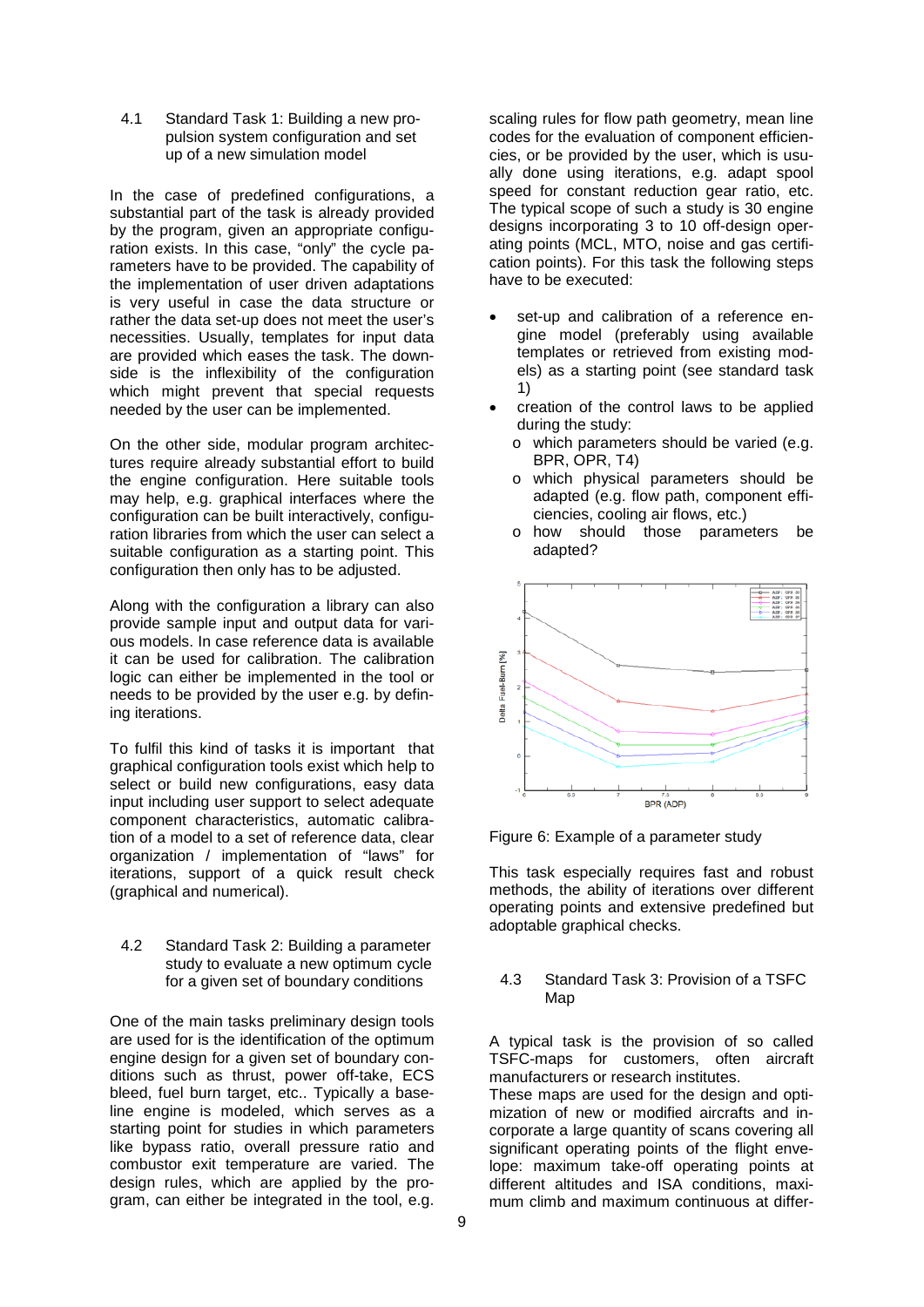### 4.1 Standard Task 1: Building a new propulsion system configuration and set up of a new simulation model

In the case of predefined configurations, a substantial part of the task is already provided by the program, given an appropriate configuration exists. In this case, "only" the cycle parameters have to be provided. The capability of the implementation of user driven adaptations is very useful in case the data structure or rather the data set-up does not meet the user's necessities. Usually, templates for input data are provided which eases the task. The downside is the inflexibility of the configuration which might prevent that special requests needed by the user can be implemented.

On the other side, modular program architectures require already substantial effort to build the engine configuration. Here suitable tools may help, e.g. graphical interfaces where the configuration can be built interactively, configuration libraries from which the user can select a suitable configuration as a starting point. This configuration then only has to be adjusted.

Along with the configuration a library can also provide sample input and output data for various models. In case reference data is available it can be used for calibration. The calibration logic can either be implemented in the tool or needs to be provided by the user e.g. by defining iterations.

To fulfil this kind of tasks it is important that graphical configuration tools exist which help to select or build new configurations, easy data input including user support to select adequate component characteristics, automatic calibration of a model to a set of reference data, clear organization / implementation of "laws" for iterations, support of a quick result check (graphical and numerical).

### 4.2 Standard Task 2: Building a parameter study to evaluate a new optimum cycle for a given set of boundary conditions

One of the main tasks preliminary design tools are used for is the identification of the optimum engine design for a given set of boundary conditions such as thrust, power off-take, ECS bleed, fuel burn target, etc.. Typically a baseline engine is modeled, which serves as a starting point for studies in which parameters like bypass ratio, overall pressure ratio and combustor exit temperature are varied. The design rules, which are applied by the program, can either be integrated in the tool, e.g. scaling rules for flow path geometry, mean line codes for the evaluation of component efficiencies, or be provided by the user, which is usually done using iterations, e.g. adapt spool speed for constant reduction gear ratio, etc. The typical scope of such a study is 30 engine designs incorporating 3 to 10 off-design operating points (MCL, MTO, noise and gas certification points). For this task the following steps have to be executed:

- set-up and calibration of a reference engine model (preferably using available templates or retrieved from existing models) as a starting point (see standard task 1)
- creation of the control laws to be applied during the study:
  - which parameters should be varied (e.g. BPR, OPR, T4)
  - which physical parameters should be adapted (e.g. flow path, component efficiencies, cooling air flows, etc.)
  - how should those parameters be adapted?

Figure 6: Example of a parameter study

This task especially requires fast and robust methods, the ability of iterations over different operating points and extensive predefined but adoptable graphical checks.

### 4.3 Standard Task 3: Provision of a TSFC Map

A typical task is the provision of so called TSFC-maps for customers, often aircraft manufacturers or research institutes.

These maps are used for the design and optimization of new or modified aircrafts and incorporate a large quantity of scans covering all significant operating points of the flight envelope: maximum take-off operating points at different altitudes and ISA conditions, maximum climb and maximum continuous at differ-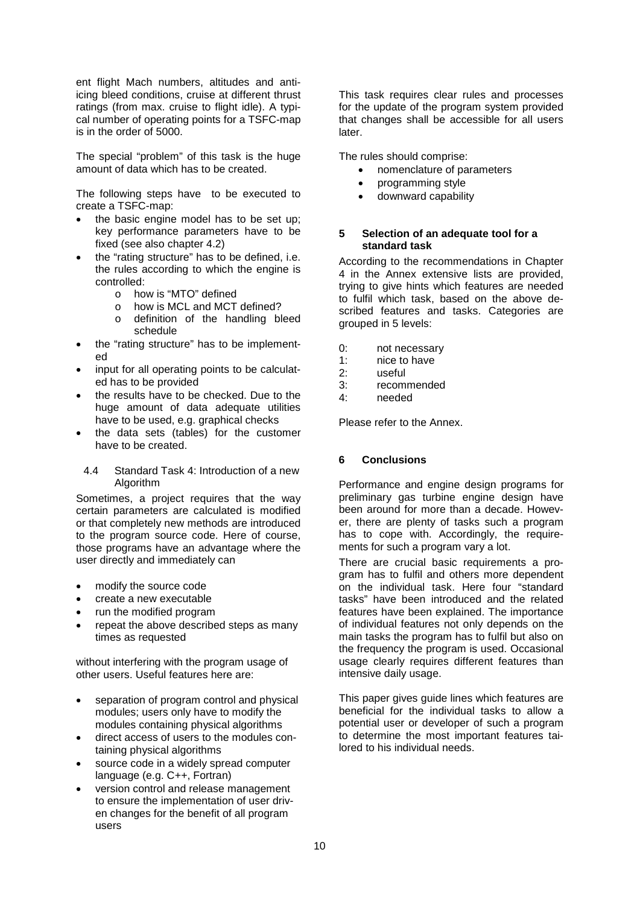ent flight Mach numbers, altitudes and anti-icing bleed conditions, cruise at different thrust ratings (from max. cruise to flight idle). A typical number of operating points for a TSFC-map is in the order of 5000.

The special "problem" of this task is the huge amount of data which has to be created.

The following steps have to be executed to create a TSFC-map:

- the basic engine model has to be set up; key performance parameters have to be fixed (see also chapter 4.2)
- the "rating structure" has to be defined, i.e. the rules according to which the engine is controlled:
  - how is "MTO" defined
  - how is MCL and MCT defined?
  - definition of the handling bleed schedule
- the "rating structure" has to be implemented
- input for all operating points to be calculated has to be provided
- the results have to be checked. Due to the huge amount of data adequate utilities have to be used, e.g. graphical checks
- the data sets (tables) for the customer have to be created.

### 4.4 Standard Task 4: Introduction of a new Algorithm

Sometimes, a project requires that the way certain parameters are calculated is modified or that completely new methods are introduced to the program source code. Here of course, those programs have an advantage where the user directly and immediately can

- modify the source code
- create a new executable
- run the modified program
- repeat the above described steps as many times as requested

without interfering with the program usage of other users. Useful features here are:

- separation of program control and physical modules; users only have to modify the modules containing physical algorithms
- direct access of users to the modules containing physical algorithms
- source code in a widely spread computer language (e.g. C++, Fortran)
- version control and release management to ensure the implementation of user driven changes for the benefit of all program users

This task requires clear rules and processes for the update of the program system provided that changes shall be accessible for all users later.

The rules should comprise:

- nomenclature of parameters
- programming style
- downward capability

## 5 Selection of an adequate tool for a standard task

According to the recommendations in Chapter 4 in the Annex extensive lists are provided, trying to give hints which features are needed to fulfil which task, based on the above described features and tasks. Categories are grouped in 5 levels:

0: not necessary
1: nice to have
2: useful
3: recommended
4: needed

Please refer to the Annex.

## 6 Conclusions

Performance and engine design programs for preliminary gas turbine engine design have been around for more than a decade. However, there are plenty of tasks such a program has to cope with. Accordingly, the requirements for such a program vary a lot.

There are crucial basic requirements a program has to fulfil and others more dependent on the individual task. Here four "standard tasks" have been introduced and the related features have been explained. The importance of individual features not only depends on the main tasks the program has to fulfil but also on the frequency the program is used. Occasional usage clearly requires different features than intensive daily usage.

This paper gives guide lines which features are beneficial for the individual tasks to allow a potential user or developer of such a program to determine the most important features tailored to his individual needs.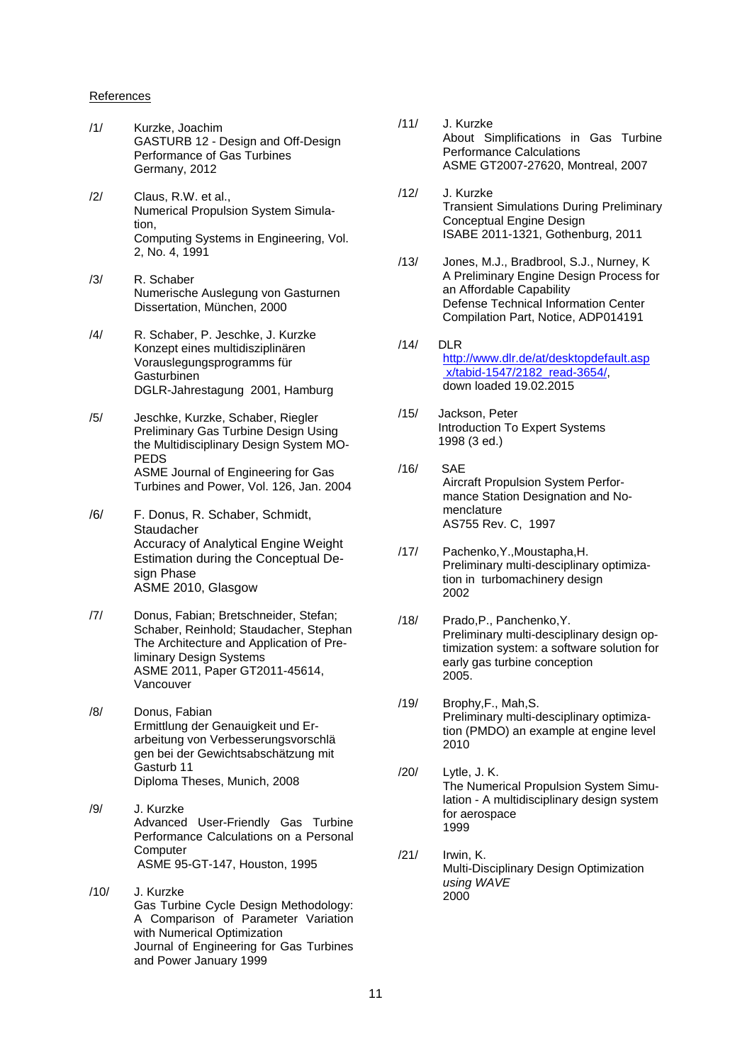References

/1/ Kurzke, Joachim
GASTURB 12 - Design and Off-Design Performance of Gas Turbines
Germany, 2012

/2/ Claus, R.W. et al.,
Numerical Propulsion System Simulation,
Computing Systems in Engineering, Vol. 2, No. 4, 1991

/3/ R. Schaber
Numerische Auslegung von Gasturnen
Dissertation, München, 2000

/4/ R. Schaber, P. Jeschke, J. Kurzke
Konzept eines multidisziplinären Vorauslegungsprogramms für Gasturbinen
DGLR-Jahrestagung 2001, Hamburg

/5/ Jeschke, Kurzke, Schaber, Riegler
Preliminary Gas Turbine Design Using the Multidisciplinary Design System MOPEDS
ASME Journal of Engineering for Gas Turbines and Power, Vol. 126, Jan. 2004

/6/ F. Donus, R. Schaber, Schmidt, Staudacher
Accuracy of Analytical Engine Weight Estimation during the Conceptual Design Phase
ASME 2010, Glasgow

/7/ Donus, Fabian; Bretschneider, Stefan; Schaber, Reinhold; Staudacher, Stephan
The Architecture and Application of Preliminary Design Systems
ASME 2011, Paper GT2011-45614, Vancouver

/8/ Donus, Fabian
Ermittlung der Genauigkeit und Erarbeitung von Verbesserungsvorschläge bei der Gewichtsabschätzung mit Gasturb 11
Diploma Theses, Munich, 2008

/9/ J. Kurzke
Advanced User-Friendly Gas Turbine Performance Calculations on a Personal Computer
ASME 95-GT-147, Houston, 1995

/10/ J. Kurzke
Gas Turbine Cycle Design Methodology: A Comparison of Parameter Variation with Numerical Optimization
Journal of Engineering for Gas Turbines and Power January 1999

/11/ J. Kurzke
About Simplifications in Gas Turbine Performance Calculations
ASME GT2007-27620, Montreal, 2007

/12/ J. Kurzke
Transient Simulations During Preliminary Conceptual Engine Design
ISABE 2011-1321, Gothenburg, 2011

/13/ Jones, M.J., Bradbrool, S.J., Nurney, K
A Preliminary Engine Design Process for an Affordable Capability
Defense Technical Information Center Compilation Part, Notice, ADP014191

/14/ DLR
http://www.dlr.de/at/desktopdefault.aspx/tabid-1547/2182_read-3654/,
down loaded 19.02.2015

/15/ Jackson, Peter
Introduction To Expert Systems
1998 (3 ed.)

/16/ SAE
Aircraft Propulsion System Performance Station Designation and Nomenclature
AS755 Rev. C, 1997

/17/ Pachenko,Y.,Moustapha,H.
Preliminary multi-desciplinary optimization in turbomachinery design
2002

/18/ Prado,P., Panchenko,Y.
Preliminary multi-desciplinary design optimization system: a software solution for early gas turbine conception
2005.

/19/ Brophy,F., Mah,S.
Preliminary multi-desciplinary optimization (PMDO) an example at engine level
2010

/20/ Lytle, J. K.
The Numerical Propulsion System Simulation - A multidisciplinary design system for aerospace
1999

/21/ Irwin, K.
Multi-Disciplinary Design Optimization *using WAVE*
2000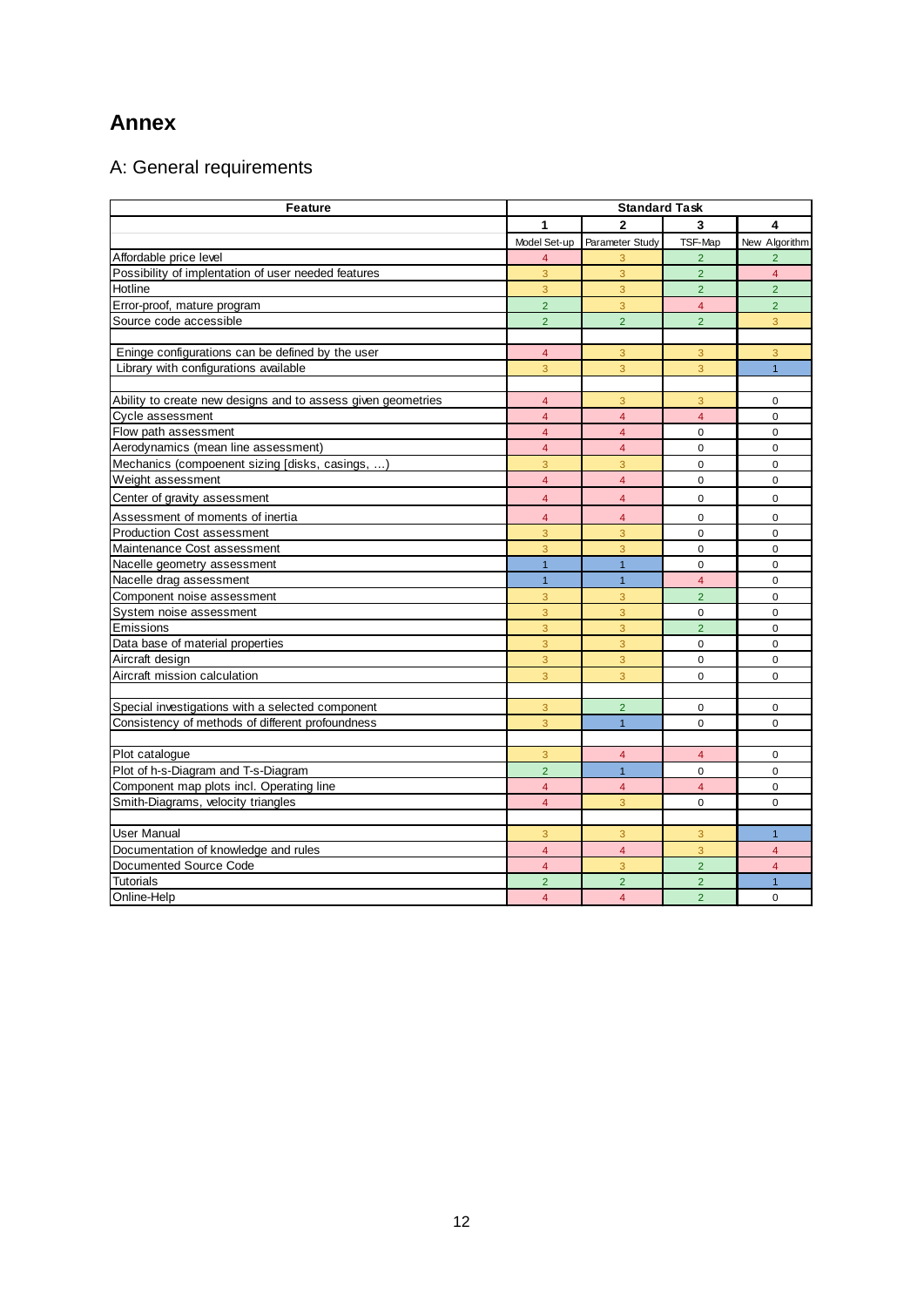# Annex

## A: General requirements

| Feature | Standard Task | | | |
|---|---|---|---|---|
| | 1 | 2 | 3 | 4 |
| | Model Set-up | Parameter Study | TSF-Map | New Algorithm |
| Affordable price level | 4 | 3 | 2 | 2 |
| Possibility of implentation of user needed features | 3 | 3 | 2 | 4 |
| Hotline | 3 | 3 | 2 | 2 |
| Error-proof, mature program | 2 | 3 | 4 | 2 |
| Source code accessible | 2 | 2 | 2 | 3 |
| | | | | |
| Eninge configurations can be defined by the user | 4 | 3 | 3 | 3 |
| Library with configurations available | 3 | 3 | 3 | 1 |
| | | | | |
| Ability to create new designs and to assess given geometries | 4 | 3 | 3 | 0 |
| Cycle assessment | 4 | 4 | 4 | 0 |
| Flow path assessment | 4 | 4 | 0 | 0 |
| Aerodynamics (mean line assessment) | 4 | 4 | 0 | 0 |
| Mechanics (compoenent sizing [disks, casings, ...) | 3 | 3 | 0 | 0 |
| Weight assessment | 4 | 4 | 0 | 0 |
| Center of gravity assessment | 4 | 4 | 0 | 0 |
| Assessment of moments of inertia | 4 | 4 | 0 | 0 |
| Production Cost assessment | 3 | 3 | 0 | 0 |
| Maintenance Cost assessment | 3 | 3 | 0 | 0 |
| Nacelle geometry assessment | 1 | 1 | 0 | 0 |
| Nacelle drag assessment | 1 | 1 | 4 | 0 |
| Component noise assessment | 3 | 3 | 2 | 0 |
| System noise assessment | 3 | 3 | 0 | 0 |
| Emissions | 3 | 3 | 2 | 0 |
| Data base of material properties | 3 | 3 | 0 | 0 |
| Aircraft design | 3 | 3 | 0 | 0 |
| Aircraft mission calculation | 3 | 3 | 0 | 0 |
| | | | | |
| Special investigations with a selected component | 3 | 2 | 0 | 0 |
| Consistency of methods of different profoundness | 3 | 1 | 0 | 0 |
| | | | | |
| Plot catalogue | 3 | 4 | 4 | 0 |
| Plot of h-s-Diagram and T-s-Diagram | 2 | 1 | 0 | 0 |
| Component map plots incl. Operating line | 4 | 4 | 4 | 0 |
| Smith-Diagrams, velocity triangles | 4 | 3 | 0 | 0 |
| | | | | |
| User Manual | 3 | 3 | 3 | 1 |
| Documentation of knowledge and rules | 4 | 4 | 3 | 4 |
| Documented Source Code | 4 | 3 | 2 | 4 |
| Tutorials | 2 | 2 | 2 | 1 |
| Online-Help | 4 | 4 | 2 | 0 |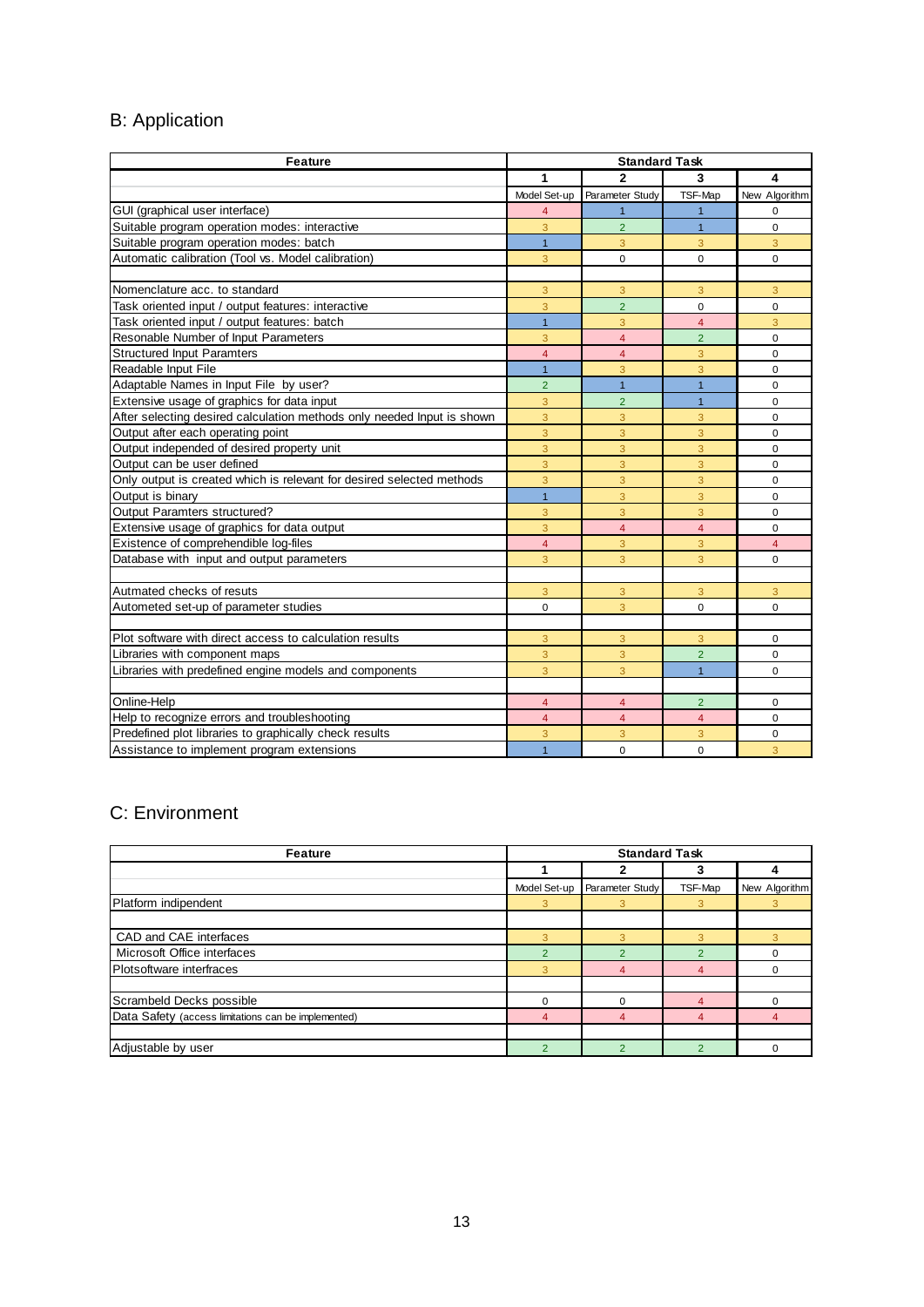## B: Application

| Feature | Standard Task | | | |
|---|---|---|---|---|
| | 1 | 2 | 3 | 4 |
| | Model Set-up | Parameter Study | TSF-Map | New Algorithm |
| GUI (graphical user interface) | 4 | 1 | 1 | 0 |
| Suitable program operation modes: interactive | 3 | 2 | 1 | 0 |
| Suitable program operation modes: batch | 1 | 3 | 3 | 3 |
| Automatic calibration (Tool vs. Model calibration) | 3 | 0 | 0 | 0 |
| | | | | |
| Nomenclature acc. to standard | 3 | 3 | 3 | 3 |
| Task oriented input / output features: interactive | 3 | 2 | 0 | 0 |
| Task oriented input / output features: batch | 1 | 3 | 4 | 3 |
| Resonable Number of Input Parameters | 3 | 4 | 2 | 0 |
| Structured Input Paramters | 4 | 4 | 3 | 0 |
| Readable Input File | 1 | 3 | 3 | 0 |
| Adaptable Names in Input File by user? | 2 | 1 | 1 | 0 |
| Extensive usage of graphics for data input | 3 | 2 | 1 | 0 |
| After selecting desired calculation methods only needed Input is shown | 3 | 3 | 3 | 0 |
| Output after each operating point | 3 | 3 | 3 | 0 |
| Output independed of desired property unit | 3 | 3 | 3 | 0 |
| Output can be user defined | 3 | 3 | 3 | 0 |
| Only output is created which is relevant for desired selected methods | 3 | 3 | 3 | 0 |
| Output is binary | 1 | 3 | 3 | 0 |
| Output Paramters structured? | 3 | 3 | 3 | 0 |
| Extensive usage of graphics for data output | 3 | 4 | 4 | 0 |
| Existence of comprehendible log-files | 4 | 3 | 3 | 4 |
| Database with input and output parameters | 3 | 3 | 3 | 0 |
| | | | | |
| Autmated checks of resuts | 3 | 3 | 3 | 3 |
| Autometed set-up of parameter studies | 0 | 3 | 0 | 0 |
| | | | | |
| Plot software with direct access to calculation results | 3 | 3 | 3 | 0 |
| Libraries with component maps | 3 | 3 | 2 | 0 |
| Libraries with predefined engine models and components | 3 | 3 | 1 | 0 |
| | | | | |
| Online-Help | 4 | 4 | 2 | 0 |
| Help to recognize errors and troubleshooting | 4 | 4 | 4 | 0 |
| Predefined plot libraries to graphically check results | 3 | 3 | 3 | 0 |
| Assistance to implement program extensions | 1 | 0 | 0 | 3 |

## C: Environment

| Feature | Standard Task | | | |
|---|---|---|---|---|
| | 1 | 2 | 3 | 4 |
| | Model Set-up | Parameter Study | TSF-Map | New Algorithm |
| Platform indipendent | 3 | 3 | 3 | 3 |
| | | | | |
| CAD and CAE interfaces | 3 | 3 | 3 | 3 |
| Microsoft Office interfaces | 2 | 2 | 2 | 0 |
| Plotsoftware interfraces | 3 | 4 | 4 | 0 |
| | | | | |
| Scrambeld Decks possible | 0 | 0 | 4 | 0 |
| Data Safety (access limitations can be implemented) | 4 | 4 | 4 | 4 |
| | | | | |
| Adjustable by user | 2 | 2 | 2 | 0 |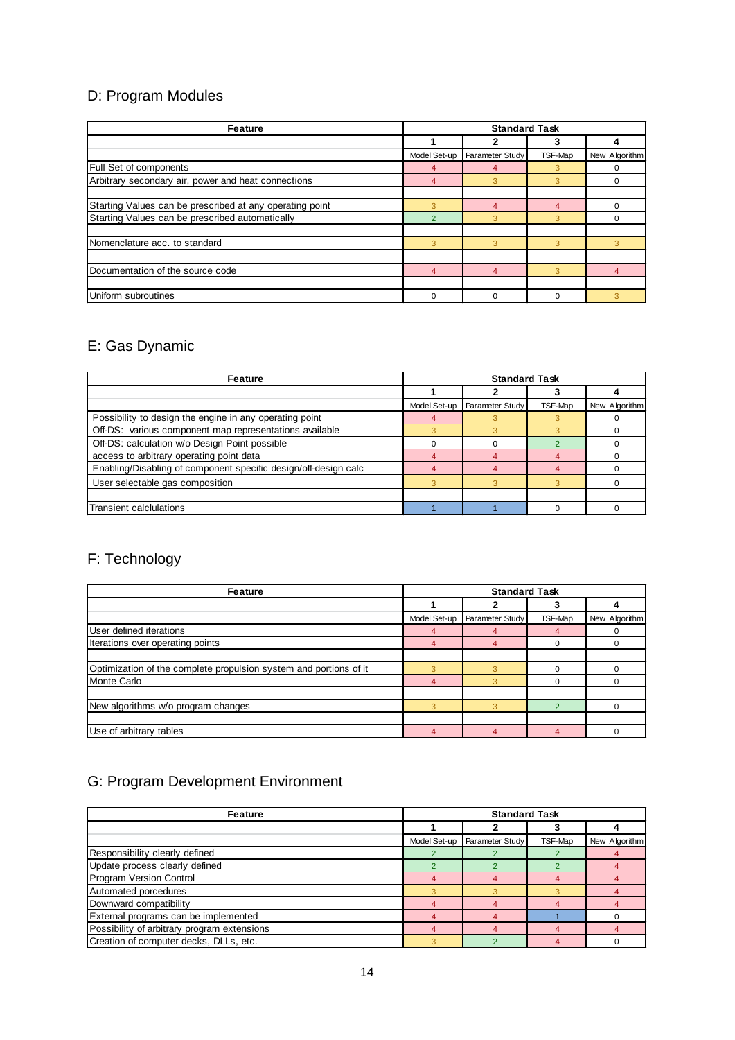## D: Program Modules

| Feature | Standard Task | | | |
|---|---|---|---|---|
| | 1 | 2 | 3 | 4 |
| | Model Set-up | Parameter Study | TSF-Map | New Algorithm |
| Full Set of components | 4 | 4 | 3 | 0 |
| Arbitrary secondary air, power and heat connections | 4 | 3 | 3 | 0 |
| | | | | |
| Starting Values can be prescribed at any operating point | 3 | 4 | 4 | 0 |
| Starting Values can be prescribed automatically | 2 | 3 | 3 | 0 |
| | | | | |
| Nomenclature acc. to standard | 3 | 3 | 3 | 3 |
| | | | | |
| Documentation of the source code | 4 | 4 | 3 | 4 |
| | | | | |
| Uniform subroutines | 0 | 0 | 0 | 3 |

## E: Gas Dynamic

| Feature | Standard Task | | | |
|---|---|---|---|---|
| | 1 | 2 | 3 | 4 |
| | Model Set-up | Parameter Study | TSF-Map | New Algorithm |
| Possibility to design the engine in any operating point | 4 | 3 | 3 | 0 |
| Off-DS: various component map representations available | 3 | 3 | 3 | 0 |
| Off-DS: calculation w/o Design Point possible | 0 | 0 | 2 | 0 |
| access to arbitrary operating point data | 4 | 4 | 4 | 0 |
| Enabling/Disabling of component specific design/off-design calc | 4 | 4 | 4 | 0 |
| User selectable gas composition | 3 | 3 | 3 | 0 |
| | | | | |
| Transient calclulations | 1 | 1 | 0 | 0 |

## F: Technology

| Feature | Standard Task | | | |
|---|---|---|---|---|
| | 1 | 2 | 3 | 4 |
| | Model Set-up | Parameter Study | TSF-Map | New Algorithm |
| User defined iterations | 4 | 4 | 4 | 0 |
| Iterations over operating points | 4 | 4 | 0 | 0 |
| | | | | |
| Optimization of the complete propulsion system and portions of it | 3 | 3 | 0 | 0 |
| Monte Carlo | 4 | 3 | 0 | 0 |
| | | | | |
| New algorithms w/o program changes | 3 | 3 | 2 | 0 |
| | | | | |
| Use of arbitrary tables | 4 | 4 | 4 | 0 |

## G: Program Development Environment

| Feature | Standard Task | | | |
|---|---|---|---|---|
| | 1 | 2 | 3 | 4 |
| | Model Set-up | Parameter Study | TSF-Map | New Algorithm |
| Responsibility clearly defined | 2 | 2 | 2 | 4 |
| Update process clearly defined | 2 | 2 | 2 | 4 |
| Program Version Control | 4 | 4 | 4 | 4 |
| Automated porcedures | 3 | 3 | 3 | 4 |
| Downward compatibility | 4 | 4 | 4 | 4 |
| External programs can be implemented | 4 | 4 | 1 | 0 |
| Possibility of arbitrary program extensions | 4 | 4 | 4 | 4 |
| Creation of computer decks, DLLs, etc. | 3 | 2 | 4 | 0 |